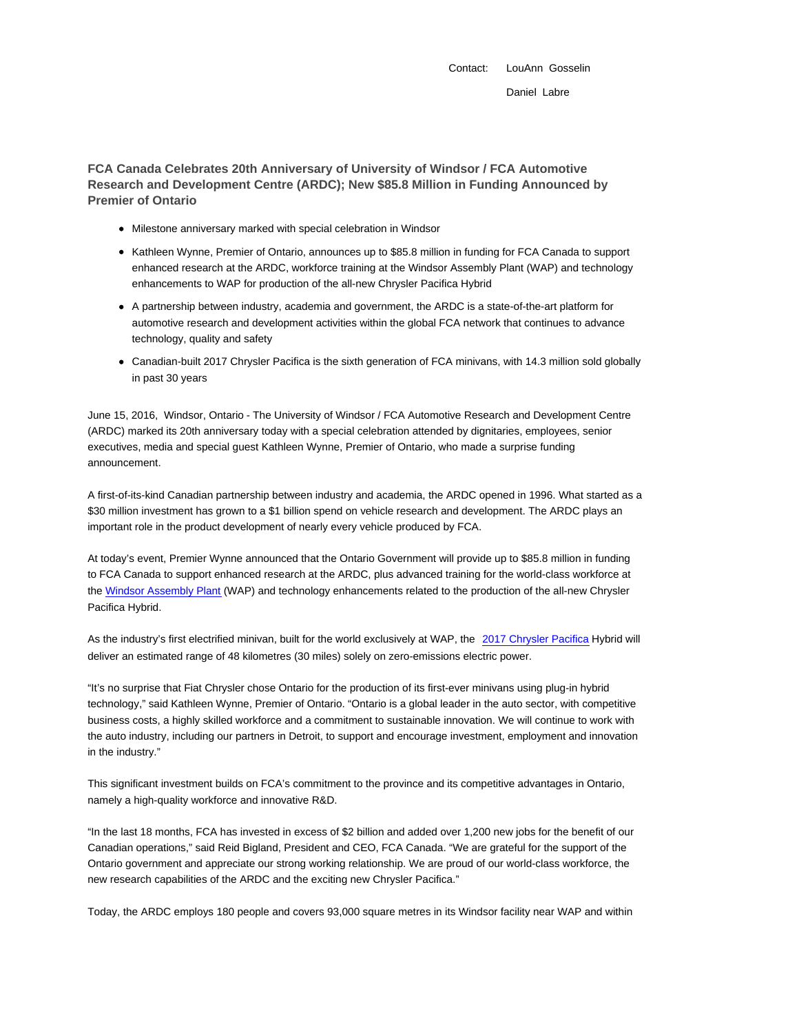Contact: LouAnn Gosselin

Daniel Labre

## FCA Canada Celebrates 20th Anniversary of University of Windsor / FCA Automotive Research and Development Centre (ARDC); New $85.8 Million in Funding Announced by Premier of Ontario

- Milestone anniversary marked with special celebration in Windsor
- Kathleen Wynne, Premier of Ontario, announces up to $85.8 million in funding for FCA Canada to support enhanced research at the ARDC, workforce training at the Windsor Assembly Plant (WAP) and technology enhancements to WAP for production of the all-new Chrysler Pacifica Hybrid
- A partnership between industry, academia and government, the ARDC is a state-of-the-art platform for automotive research and development activities within the global FCA network that continues to advance technology, quality and safety
- Canadian-built 2017 Chrysler Pacifica is the sixth generation of FCA minivans, with 14.3 million sold globally in past 30 years

June 15, 2016, Windsor, Ontario - The University of Windsor / FCA Automotive Research and Development Centre (ARDC) marked its 20th anniversary today with a special celebration attended by dignitaries, employees, senior executives, media and special guest Kathleen Wynne, Premier of Ontario, who made a surprise funding announcement.

A first-of-its-kind Canadian partnership between industry and academia, the ARDC opened in 1996. What started as a $30 million investment has grown to a $1 billion spend on vehicle research and development. The ARDC plays an important role in the product development of nearly every vehicle produced by FCA.

At today's event, Premier Wynne announced that the Ontario Government will provide up to $85.8 million in funding to FCA Canada to support enhanced research at the ARDC, plus advanced training for the world-class workforce at the Windsor Assembly Plant (WAP) and technology enhancements related to the production of the all-new Chrysler Pacifica Hybrid.

As the industry's first electrified minivan, built for the world exclusively at WAP, the 2017 Chrysler Pacifica Hybrid will deliver an estimated range of 48 kilometres (30 miles) solely on zero-emissions electric power.

"It's no surprise that Fiat Chrysler chose Ontario for the production of its first-ever minivans using plug-in hybrid technology," said Kathleen Wynne, Premier of Ontario. "Ontario is a global leader in the auto sector, with competitive business costs, a highly skilled workforce and a commitment to sustainable innovation. We will continue to work with the auto industry, including our partners in Detroit, to support and encourage investment, employment and innovation in the industry."

This significant investment builds on FCA's commitment to the province and its competitive advantages in Ontario, namely a high-quality workforce and innovative R&D.

"In the last 18 months, FCA has invested in excess of $2 billion and added over 1,200 new jobs for the benefit of our Canadian operations," said Reid Bigland, President and CEO, FCA Canada. "We are grateful for the support of the Ontario government and appreciate our strong working relationship. We are proud of our world-class workforce, the new research capabilities of the ARDC and the exciting new Chrysler Pacifica."

Today, the ARDC employs 180 people and covers 93,000 square metres in its Windsor facility near WAP and within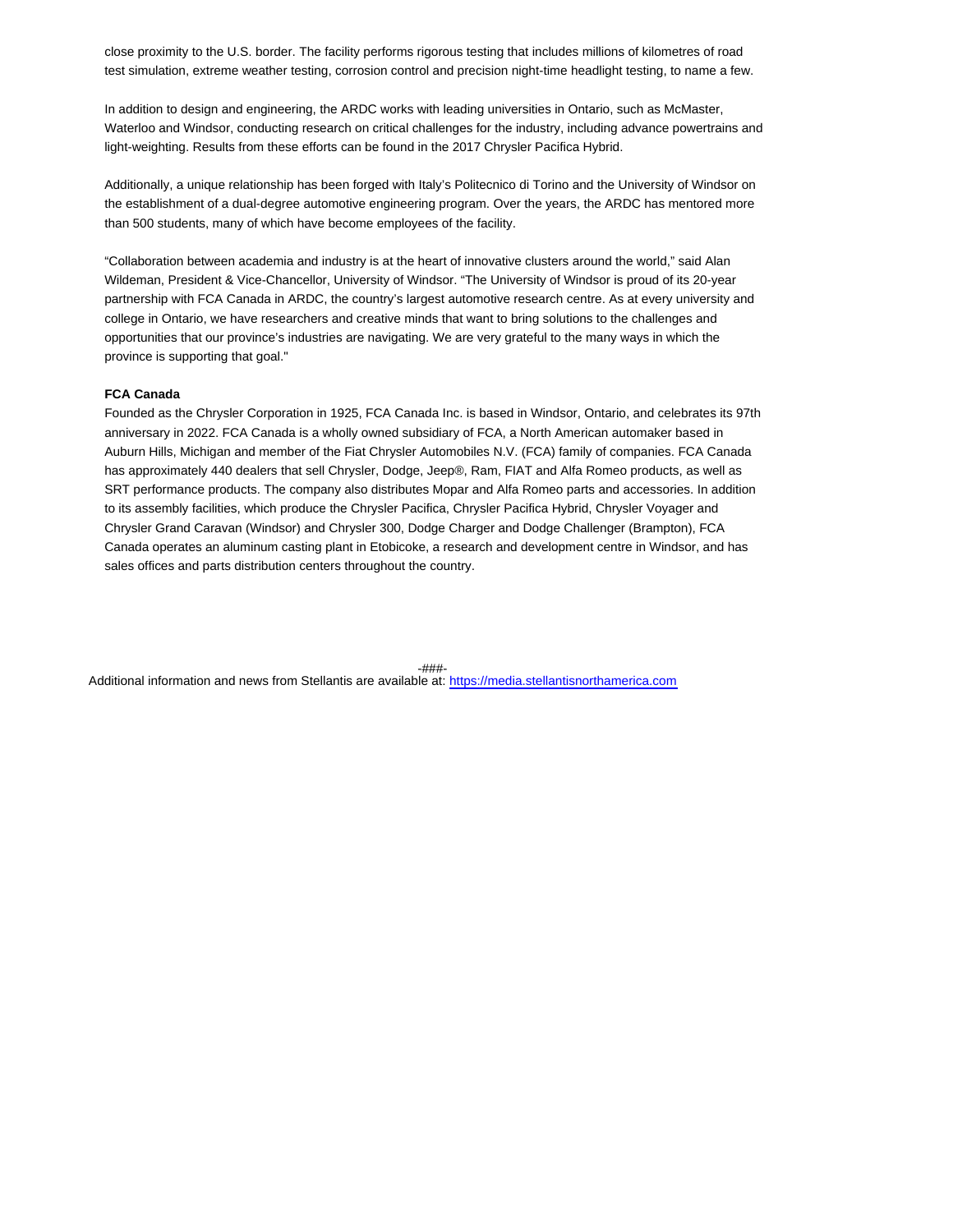close proximity to the U.S. border. The facility performs rigorous testing that includes millions of kilometres of road test simulation, extreme weather testing, corrosion control and precision night-time headlight testing, to name a few.

In addition to design and engineering, the ARDC works with leading universities in Ontario, such as McMaster, Waterloo and Windsor, conducting research on critical challenges for the industry, including advance powertrains and light-weighting. Results from these efforts can be found in the 2017 Chrysler Pacifica Hybrid.

Additionally, a unique relationship has been forged with Italy's Politecnico di Torino and the University of Windsor on the establishment of a dual-degree automotive engineering program. Over the years, the ARDC has mentored more than 500 students, many of which have become employees of the facility.

"Collaboration between academia and industry is at the heart of innovative clusters around the world," said Alan Wildeman, President & Vice-Chancellor, University of Windsor. "The University of Windsor is proud of its 20-year partnership with FCA Canada in ARDC, the country's largest automotive research centre. As at every university and college in Ontario, we have researchers and creative minds that want to bring solutions to the challenges and opportunities that our province's industries are navigating. We are very grateful to the many ways in which the province is supporting that goal."

**FCA Canada**

Founded as the Chrysler Corporation in 1925, FCA Canada Inc. is based in Windsor, Ontario, and celebrates its 97th anniversary in 2022. FCA Canada is a wholly owned subsidiary of FCA, a North American automaker based in Auburn Hills, Michigan and member of the Fiat Chrysler Automobiles N.V. (FCA) family of companies. FCA Canada has approximately 440 dealers that sell Chrysler, Dodge, Jeep®, Ram, FIAT and Alfa Romeo products, as well as SRT performance products. The company also distributes Mopar and Alfa Romeo parts and accessories. In addition to its assembly facilities, which produce the Chrysler Pacifica, Chrysler Pacifica Hybrid, Chrysler Voyager and Chrysler Grand Caravan (Windsor) and Chrysler 300, Dodge Charger and Dodge Challenger (Brampton), FCA Canada operates an aluminum casting plant in Etobicoke, a research and development centre in Windsor, and has sales offices and parts distribution centers throughout the country.

-###-

Additional information and news from Stellantis are available at: https://media.stellantisnorthamerica.com